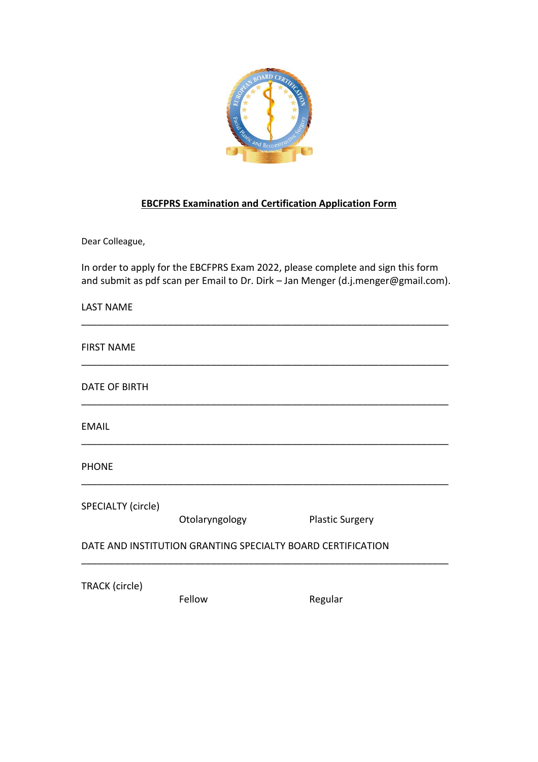**EBCFPRS Examination and Certification Application Form**

Dear Colleague,

In order to apply for the EBCFPRS Exam 2022, please complete and sign this form and submit as pdf scan per Email to Dr. Dirk – Jan Menger (d.j.menger@gmail.com).

LAST NAME

\_\_\_\_\_\_\_\_\_\_\_\_\_\_\_\_\_\_\_\_\_\_\_\_\_\_\_\_\_\_\_\_\_\_\_\_\_\_\_\_\_\_\_\_\_\_\_\_\_\_\_\_\_\_\_\_\_\_\_\_\_\_\_\_\_\_\_\_\_\_

FIRST NAME

\_\_\_\_\_\_\_\_\_\_\_\_\_\_\_\_\_\_\_\_\_\_\_\_\_\_\_\_\_\_\_\_\_\_\_\_\_\_\_\_\_\_\_\_\_\_\_\_\_\_\_\_\_\_\_\_\_\_\_\_\_\_\_\_\_\_\_\_\_\_

DATE OF BIRTH

\_\_\_\_\_\_\_\_\_\_\_\_\_\_\_\_\_\_\_\_\_\_\_\_\_\_\_\_\_\_\_\_\_\_\_\_\_\_\_\_\_\_\_\_\_\_\_\_\_\_\_\_\_\_\_\_\_\_\_\_\_\_\_\_\_\_\_\_\_\_

EMAIL

\_\_\_\_\_\_\_\_\_\_\_\_\_\_\_\_\_\_\_\_\_\_\_\_\_\_\_\_\_\_\_\_\_\_\_\_\_\_\_\_\_\_\_\_\_\_\_\_\_\_\_\_\_\_\_\_\_\_\_\_\_\_\_\_\_\_\_\_\_\_

PHONE

\_\_\_\_\_\_\_\_\_\_\_\_\_\_\_\_\_\_\_\_\_\_\_\_\_\_\_\_\_\_\_\_\_\_\_\_\_\_\_\_\_\_\_\_\_\_\_\_\_\_\_\_\_\_\_\_\_\_\_\_\_\_\_\_\_\_\_\_\_\_

SPECIALTY (circle)

Otolaryngology    Plastic Surgery

DATE AND INSTITUTION GRANTING SPECIALTY BOARD CERTIFICATION

\_\_\_\_\_\_\_\_\_\_\_\_\_\_\_\_\_\_\_\_\_\_\_\_\_\_\_\_\_\_\_\_\_\_\_\_\_\_\_\_\_\_\_\_\_\_\_\_\_\_\_\_\_\_\_\_\_\_\_\_\_\_\_\_\_\_\_\_\_\_

TRACK (circle)

Fellow    Regular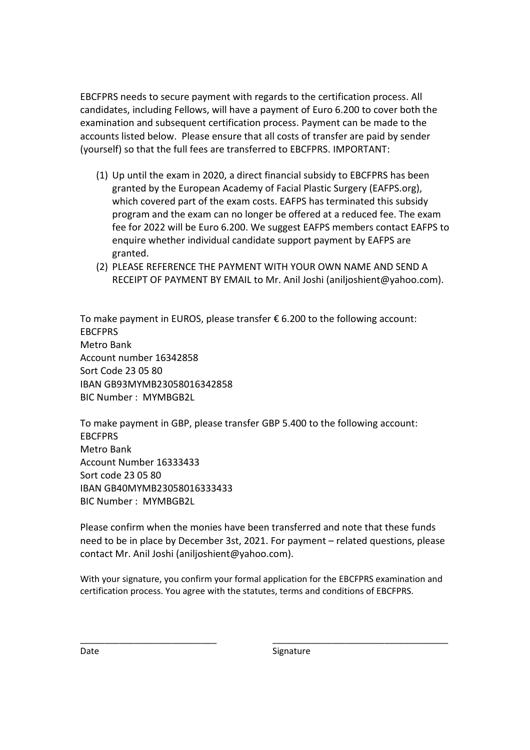EBCFPRS needs to secure payment with regards to the certification process. All candidates, including Fellows, will have a payment of Euro 6.200 to cover both the examination and subsequent certification process. Payment can be made to the accounts listed below. Please ensure that all costs of transfer are paid by sender (yourself) so that the full fees are transferred to EBCFPRS. IMPORTANT:

(1) Up until the exam in 2020, a direct financial subsidy to EBCFPRS has been granted by the European Academy of Facial Plastic Surgery (EAFPS.org), which covered part of the exam costs. EAFPS has terminated this subsidy program and the exam can no longer be offered at a reduced fee. The exam fee for 2022 will be Euro 6.200. We suggest EAFPS members contact EAFPS to enquire whether individual candidate support payment by EAFPS are granted.

(2) PLEASE REFERENCE THE PAYMENT WITH YOUR OWN NAME AND SEND A RECEIPT OF PAYMENT BY EMAIL to Mr. Anil Joshi (aniljoshient@yahoo.com).

To make payment in EUROS, please transfer € 6.200 to the following account:
EBCFPRS
Metro Bank
Account number 16342858
Sort Code 23 05 80
IBAN GB93MYMB23058016342858
BIC Number : MYMBGB2L

To make payment in GBP, please transfer GBP 5.400 to the following account:
EBCFPRS
Metro Bank
Account Number 16333433
Sort code 23 05 80
IBAN GB40MYMB23058016333433
BIC Number : MYMBGB2L

Please confirm when the monies have been transferred and note that these funds need to be in place by December 3st, 2021. For payment – related questions, please contact Mr. Anil Joshi (aniljoshient@yahoo.com).

With your signature, you confirm your formal application for the EBCFPRS examination and certification process. You agree with the statutes, terms and conditions of EBCFPRS.

___________________________ ___________________________________

Date Signature